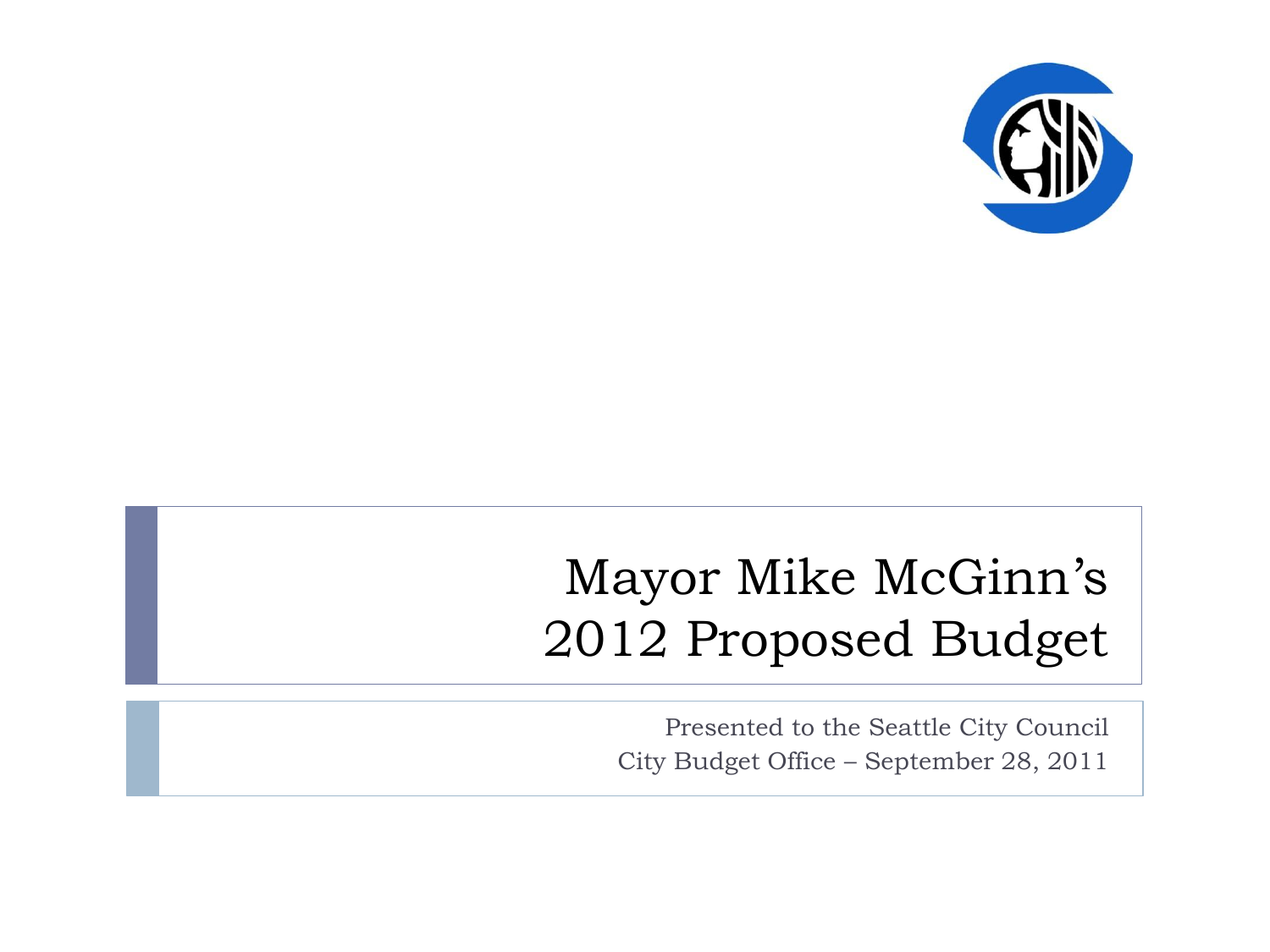# Mayor Mike McGinn's 2012 Proposed Budget

Presented to the Seattle City Council

City Budget Office – September 28, 2011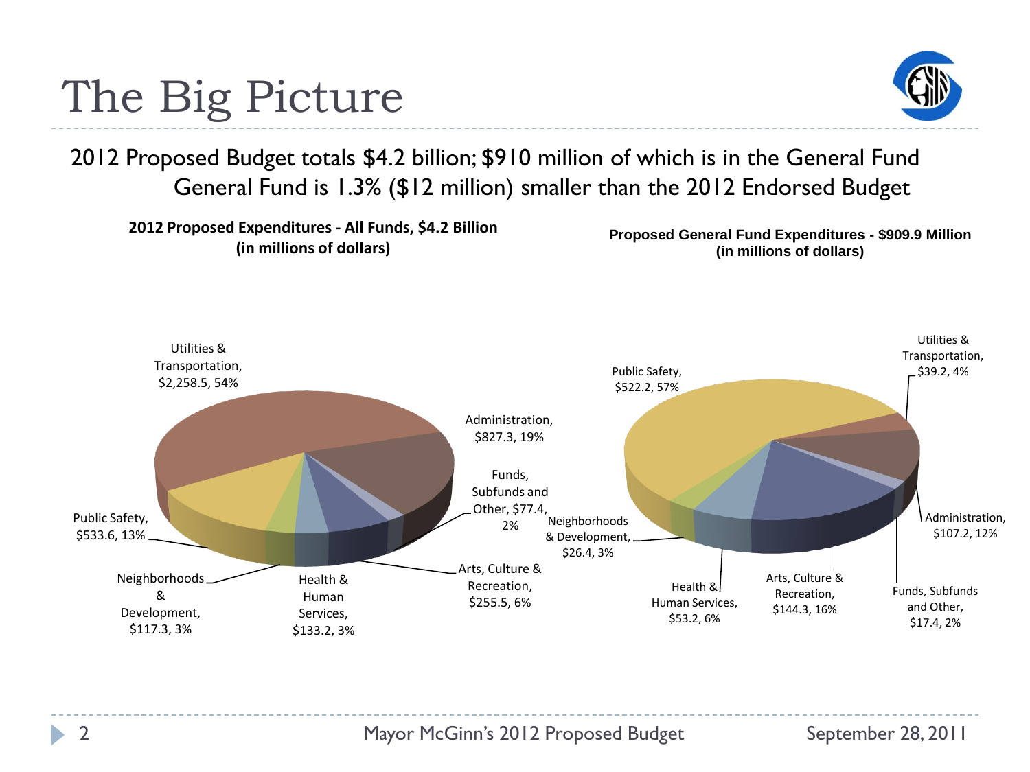# The Big Picture

2012 Proposed Budget totals \$4.2 billion; \$910 million of which is in the General Fund

General Fund is 1.3% (\$12 million) smaller than the 2012 Endorsed Budget

**2012 Proposed Expenditures - All Funds, \$4.2 Billion (in millions of dollars)**

| Category | Amount | Percent |
|---|---|---|
| Utilities & Transportation | \$2,258.5 | 54% |
| Administration | \$827.3 | 19% |
| Funds, Subfunds and Other | \$77.4 | 2% |
| Arts, Culture & Recreation | \$255.5 | 6% |
| Health & Human Services | \$133.2 | 3% |
| Neighborhoods & Development | \$117.3 | 3% |
| Public Safety | \$533.6 | 13% |

**Proposed General Fund Expenditures - \$909.9 Million (in millions of dollars)**

| Category | Amount | Percent |
|---|---|---|
| Public Safety | \$522.2 | 57% |
| Utilities & Transportation | \$39.2 | 4% |
| Administration | \$107.2 | 12% |
| Funds, Subfunds and Other | \$17.4 | 2% |
| Arts, Culture & Recreation | \$144.3 | 16% |
| Health & Human Services | \$53.2 | 6% |
| Neighborhoods & Development | \$26.4 | 3% |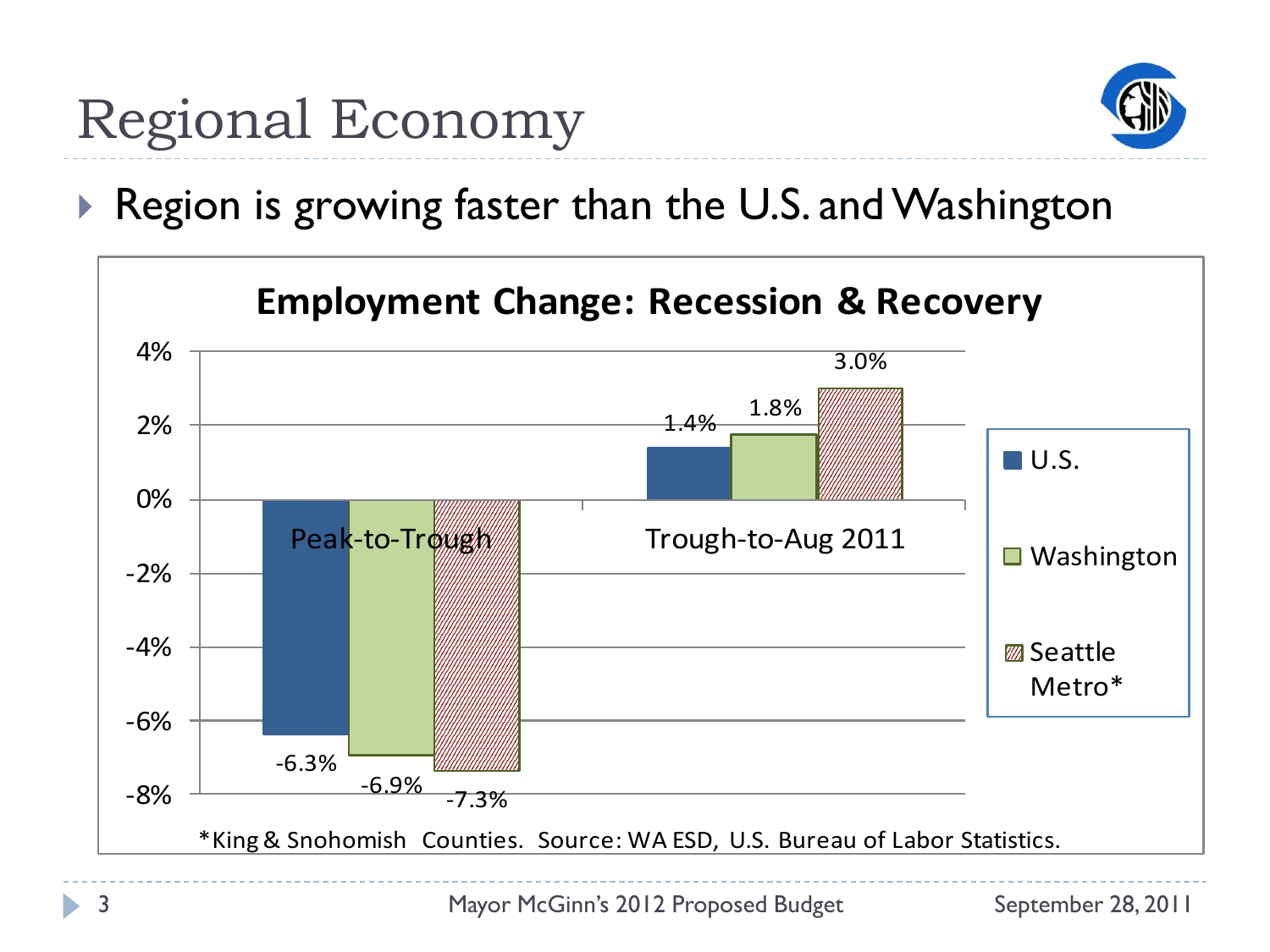# Regional Economy

- Region is growing faster than the U.S. and Washington

**Employment Change: Recession & Recovery**

| | U.S. | Washington | Seattle Metro* |
|---|---|---|---|
| Peak-to-Trough | -6.3% | -6.9% | -7.3% |
| Trough-to-Aug 2011 | 1.4% | 1.8% | 3.0% |

*King & Snohomish Counties. Source: WA ESD, U.S. Bureau of Labor Statistics.

Mayor McGinn's 2012 Proposed Budget

September 28, 2011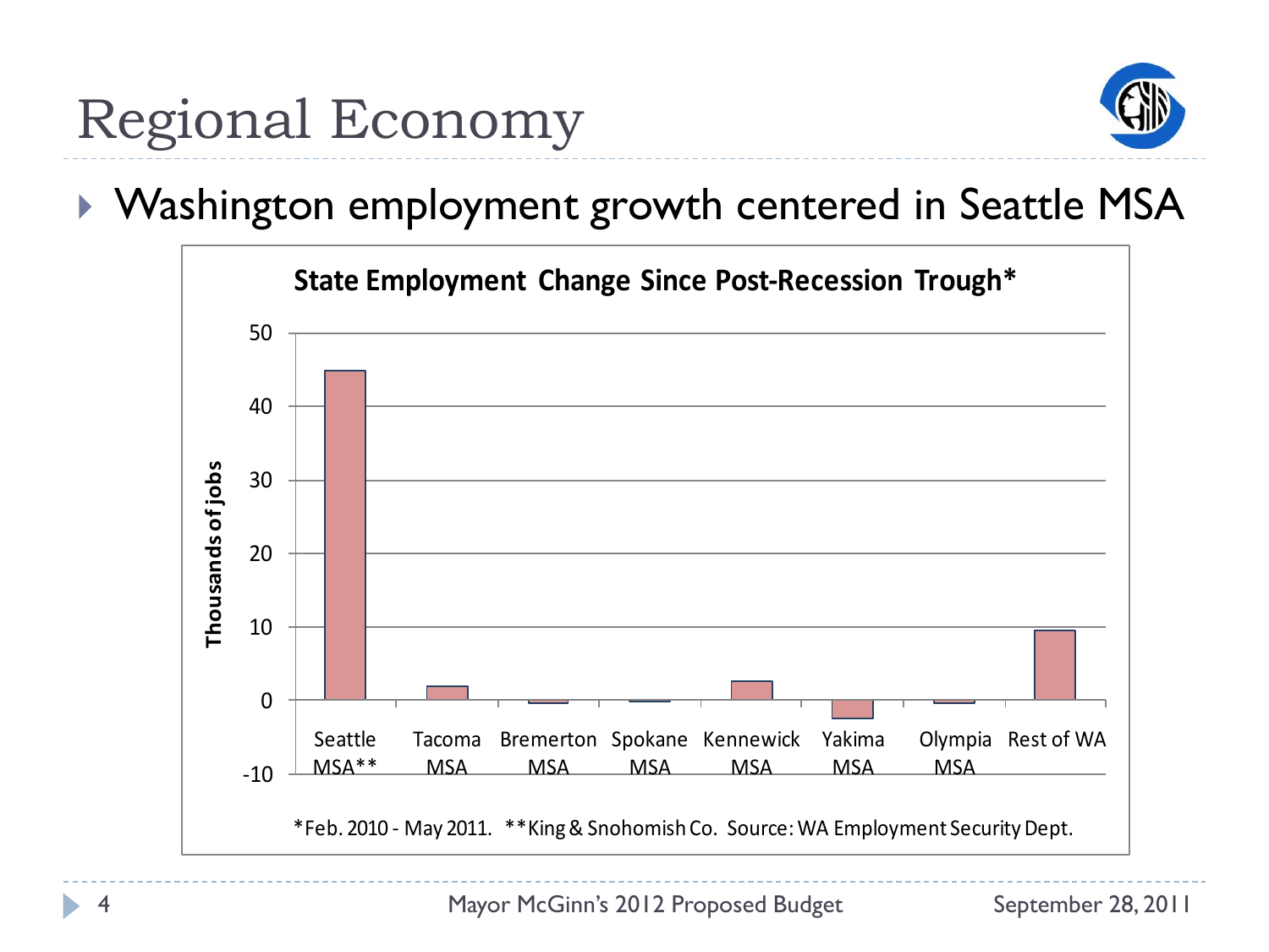# Regional Economy

- Washington employment growth centered in Seattle MSA

**State Employment Change Since Post-Recession Trough***

Thousands of jobs

Seattle MSA** | Tacoma MSA | Bremerton MSA | Spokane MSA | Kennewick MSA | Yakima MSA | Olympia MSA | Rest of WA

*Feb. 2010 - May 2011. **King & Snohomish Co. Source: WA Employment Security Dept.

Mayor McGinn's 2012 Proposed Budget

September 28, 2011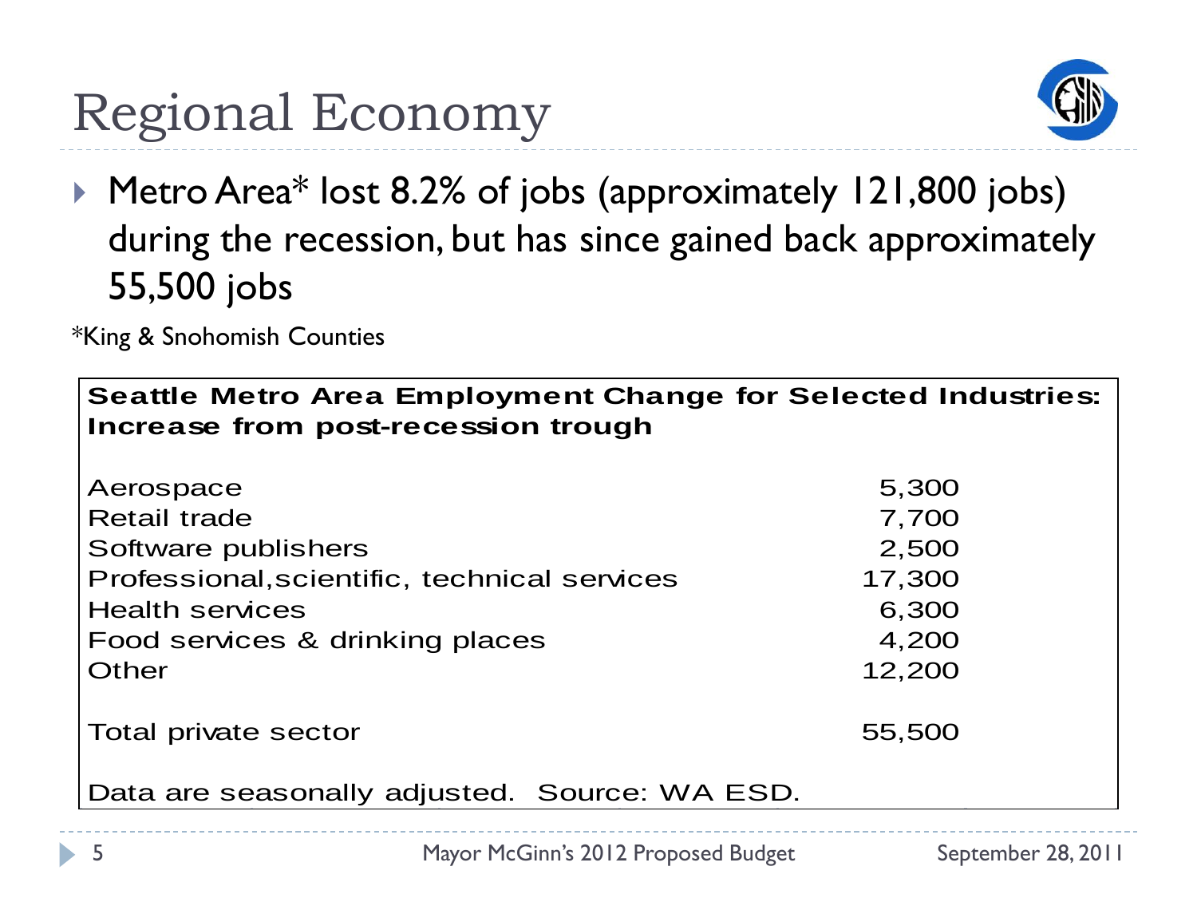# Regional Economy

- Metro Area* lost 8.2% of jobs (approximately 121,800 jobs) during the recession, but has since gained back approximately 55,500 jobs

*King & Snohomish Counties

| Seattle Metro Area Employment Change for Selected Industries: Increase from post-recession trough | |
|---|---|
| Aerospace | 5,300 |
| Retail trade | 7,700 |
| Software publishers | 2,500 |
| Professional, scientific, technical services | 17,300 |
| Health services | 6,300 |
| Food services & drinking places | 4,200 |
| Other | 12,200 |
| Total private sector | 55,500 |

Data are seasonally adjusted. Source: WA ESD.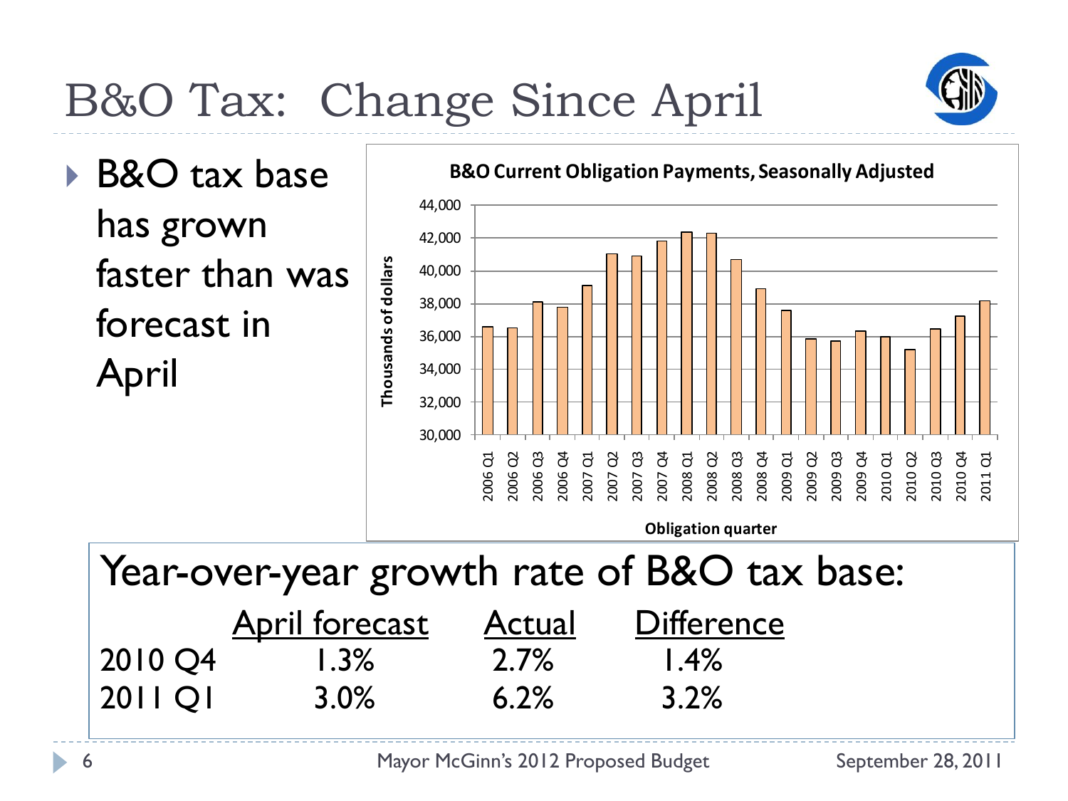# B&O Tax: Change Since April

- B&O tax base has grown faster than was forecast in April

**B&O Current Obligation Payments, Seasonally Adjusted**

Thousands of dollars

Obligation quarter

Year-over-year growth rate of B&O tax base:

| | April forecast | Actual | Difference |
|---|---|---|---|
| 2010 Q4 | 1.3% | 2.7% | 1.4% |
| 2011 Q1 | 3.0% | 6.2% | 3.2% |

Mayor McGinn's 2012 Proposed Budget

September 28, 2011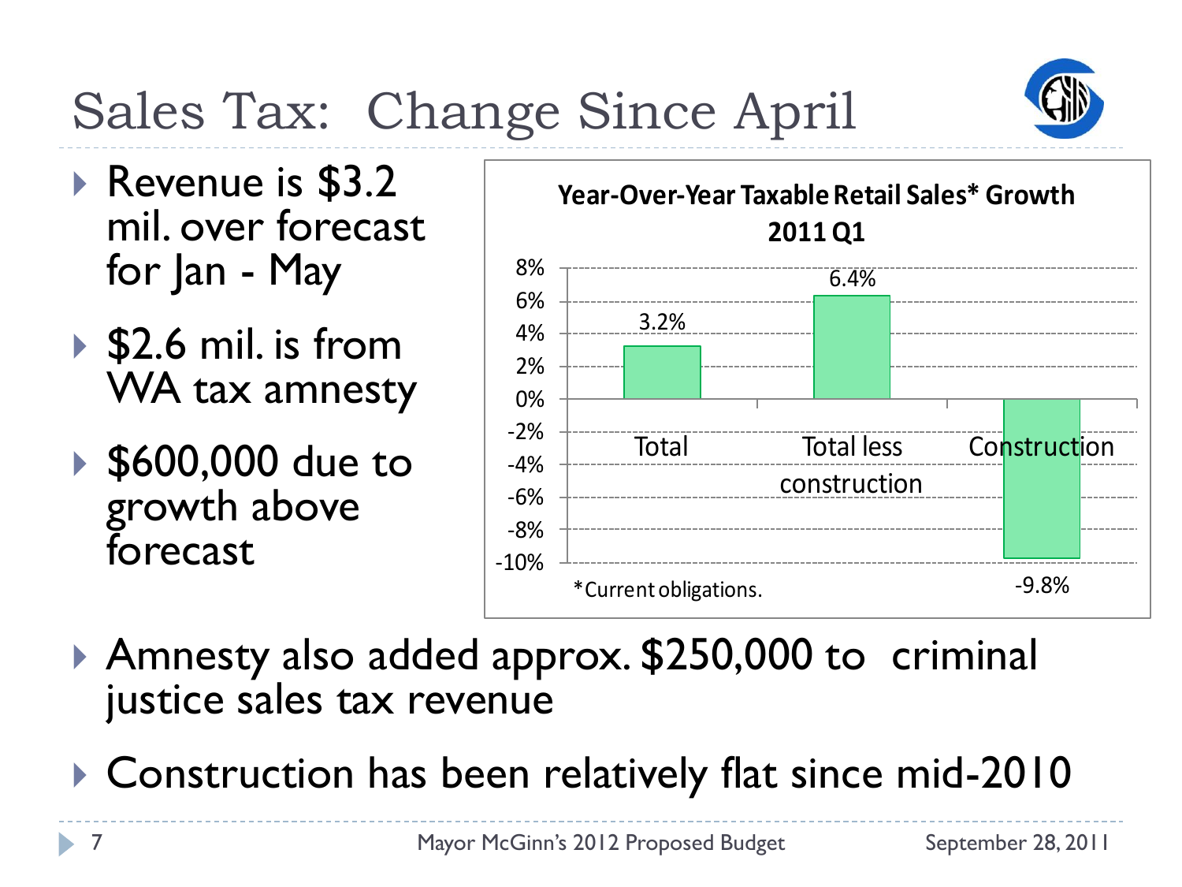# Sales Tax: Change Since April

- Revenue is $3.2 mil. over forecast for Jan - May
- $2.6 mil. is from WA tax amnesty
- $600,000 due to growth above forecast

**Year-Over-Year Taxable Retail Sales* Growth 2011 Q1**

| Category | Growth |
| --- | --- |
| Total | 3.2% |
| Total less construction | 6.4% |
| Construction | -9.8% |

*Current obligations.

- Amnesty also added approx. $250,000 to criminal justice sales tax revenue
- Construction has been relatively flat since mid-2010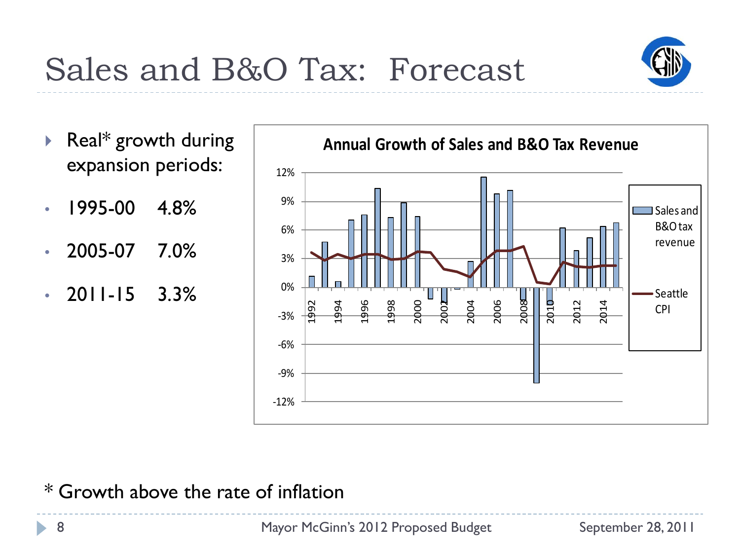# Sales and B&O Tax: Forecast

- Real* growth during expansion periods:
  - 1995-00 4.8%
  - 2005-07 7.0%
  - 2011-15 3.3%

**Annual Growth of Sales and B&O Tax Revenue**

\* Growth above the rate of inflation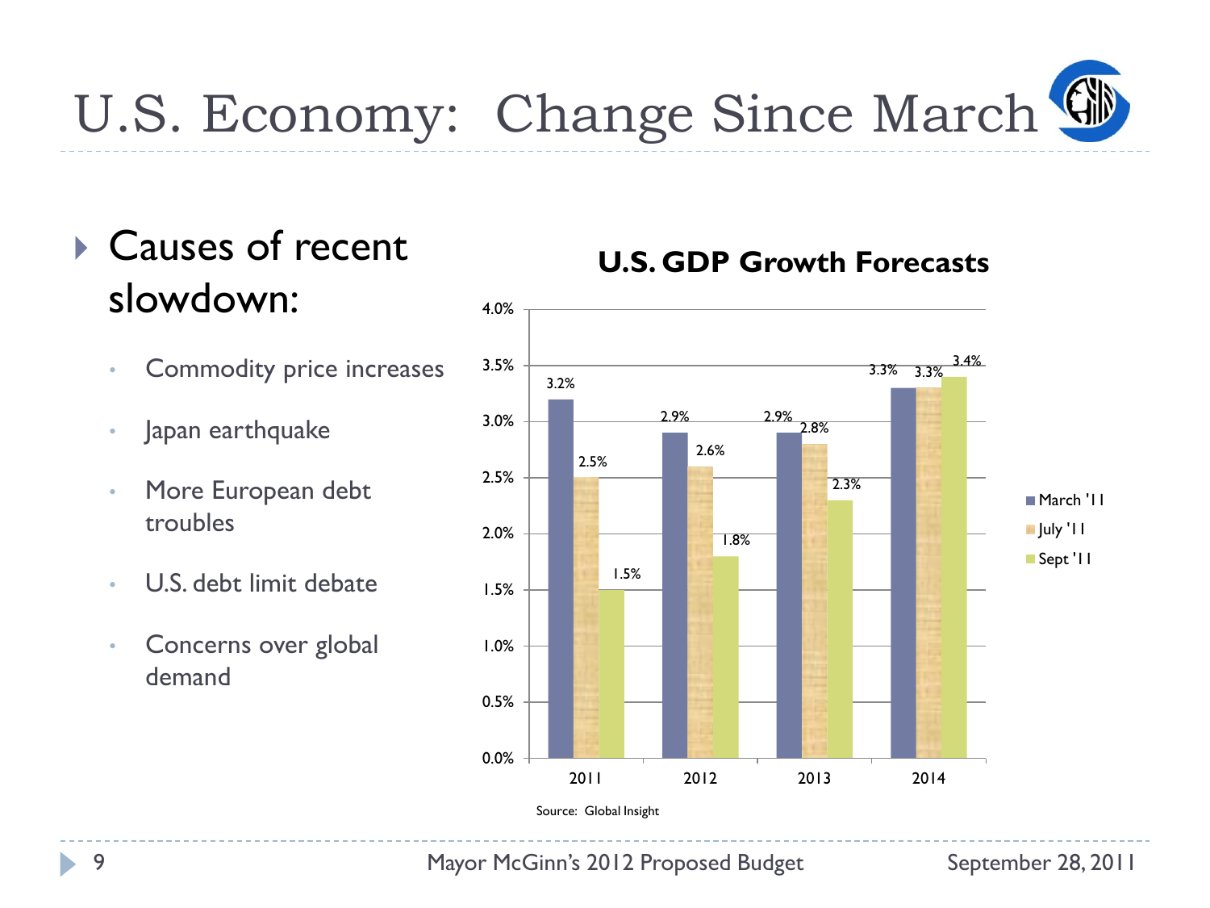# U.S. Economy: Change Since March

- Causes of recent slowdown:
  - Commodity price increases
  - Japan earthquake
  - More European debt troubles
  - U.S. debt limit debate
  - Concerns over global demand

**U.S. GDP Growth Forecasts**

| | March '11 | July '11 | Sept '11 |
|---|---|---|---|
| 2011 | 3.2% | 2.5% | 1.5% |
| 2012 | 2.9% | 2.6% | 1.8% |
| 2013 | 2.9% | 2.8% | 2.3% |
| 2014 | 3.3% | 3.3% | 3.4% |

Source: Global Insight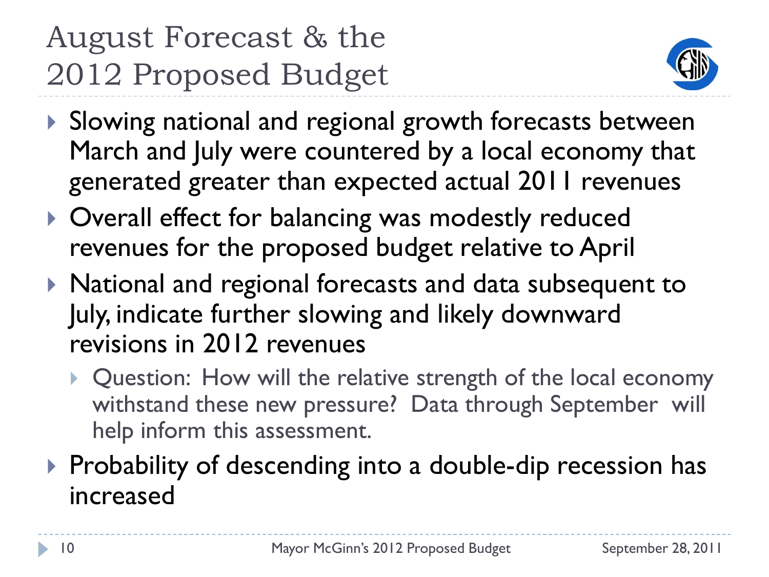# August Forecast & the 2012 Proposed Budget

- Slowing national and regional growth forecasts between March and July were countered by a local economy that generated greater than expected actual 2011 revenues
- Overall effect for balancing was modestly reduced revenues for the proposed budget relative to April
- National and regional forecasts and data subsequent to July, indicate further slowing and likely downward revisions in 2012 revenues
  - Question: How will the relative strength of the local economy withstand these new pressure? Data through September will help inform this assessment.
- Probability of descending into a double-dip recession has increased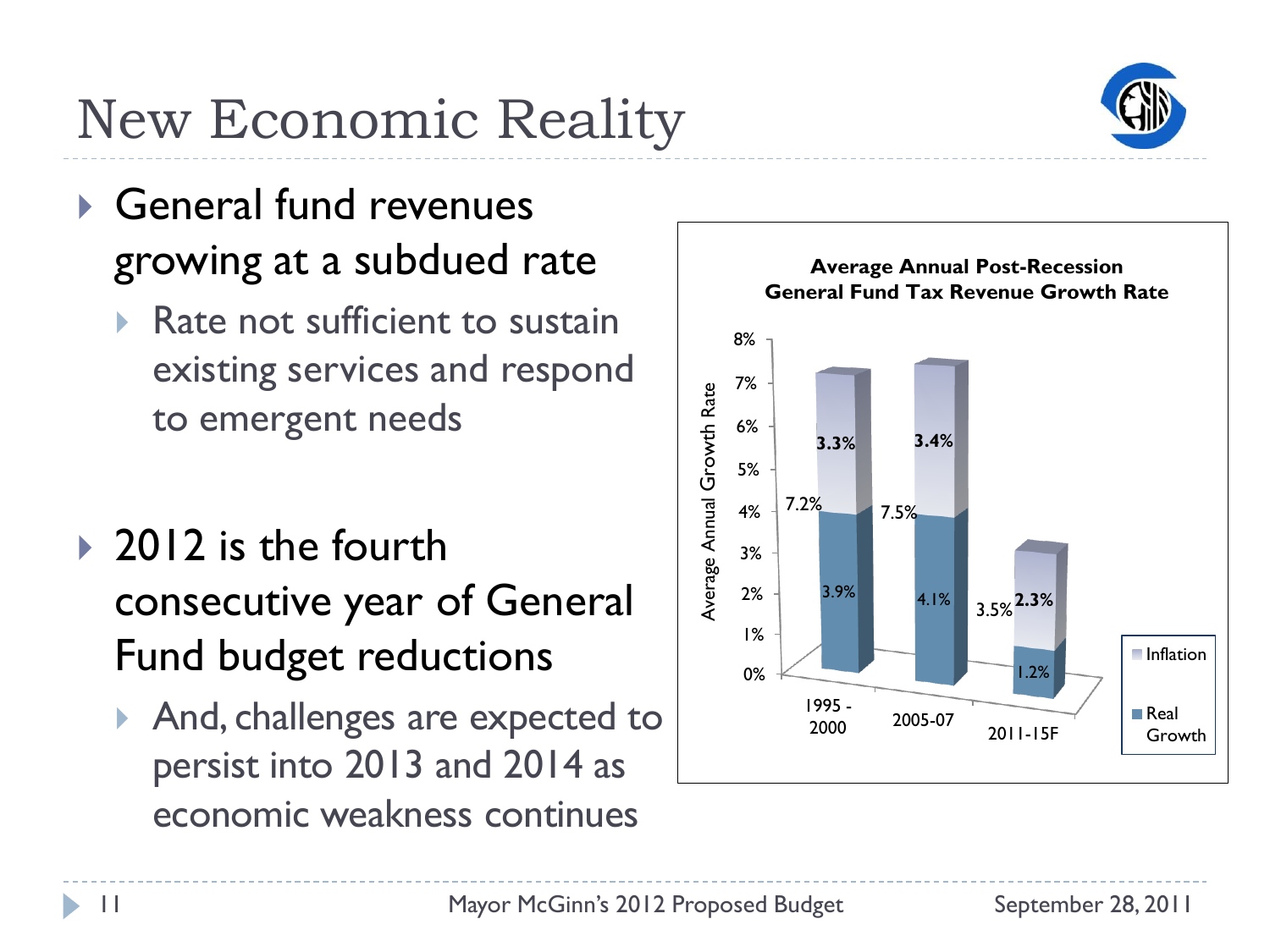# New Economic Reality

- General fund revenues growing at a subdued rate
  - Rate not sufficient to sustain existing services and respond to emergent needs
- 2012 is the fourth consecutive year of General Fund budget reductions
  - And, challenges are expected to persist into 2013 and 2014 as economic weakness continues

**Average Annual Post-Recession General Fund Tax Revenue Growth Rate**

| Period | Real Growth | Inflation | Total |
|---|---|---|---|
| 1995 - 2000 | 3.9% | 3.3% | 7.2% |
| 2005-07 | 4.1% | 3.4% | 7.5% |
| 2011-15F | 1.2% | 2.3% | 3.5% |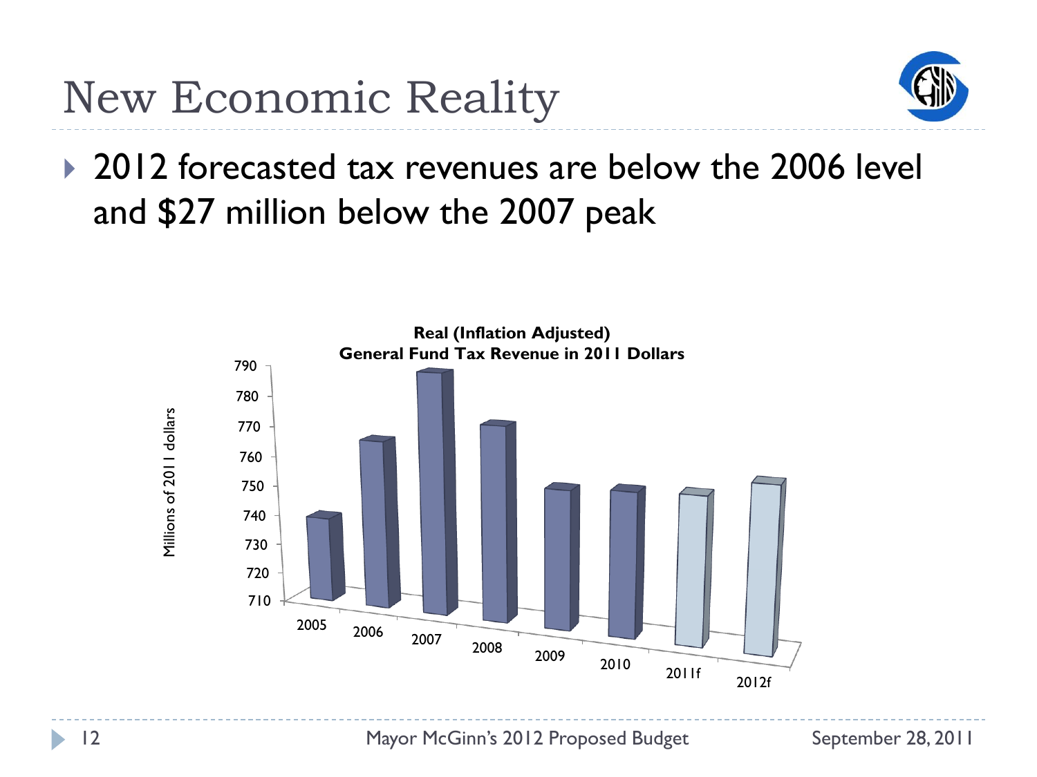# New Economic Reality

- 2012 forecasted tax revenues are below the 2006 level and $27 million below the 2007 peak

**Real (Inflation Adjusted) General Fund Tax Revenue in 2011 Dollars**

Millions of 2011 dollars

790
780
770
760
750
740
730
720
710

2005 2006 2007 2008 2009 2010 2011f 2012f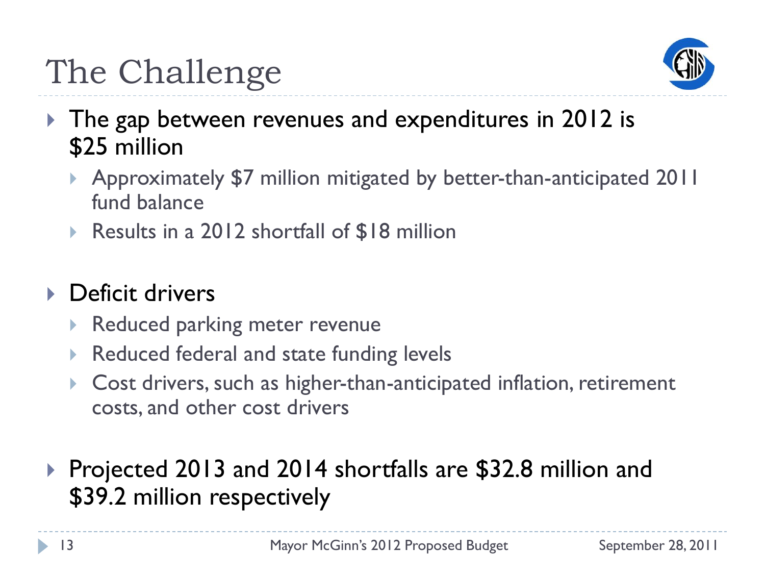# The Challenge

- The gap between revenues and expenditures in 2012 is $25 million
  - Approximately $7 million mitigated by better-than-anticipated 2011 fund balance
  - Results in a 2012 shortfall of $18 million

- Deficit drivers
  - Reduced parking meter revenue
  - Reduced federal and state funding levels
  - Cost drivers, such as higher-than-anticipated inflation, retirement costs, and other cost drivers

- Projected 2013 and 2014 shortfalls are $32.8 million and $39.2 million respectively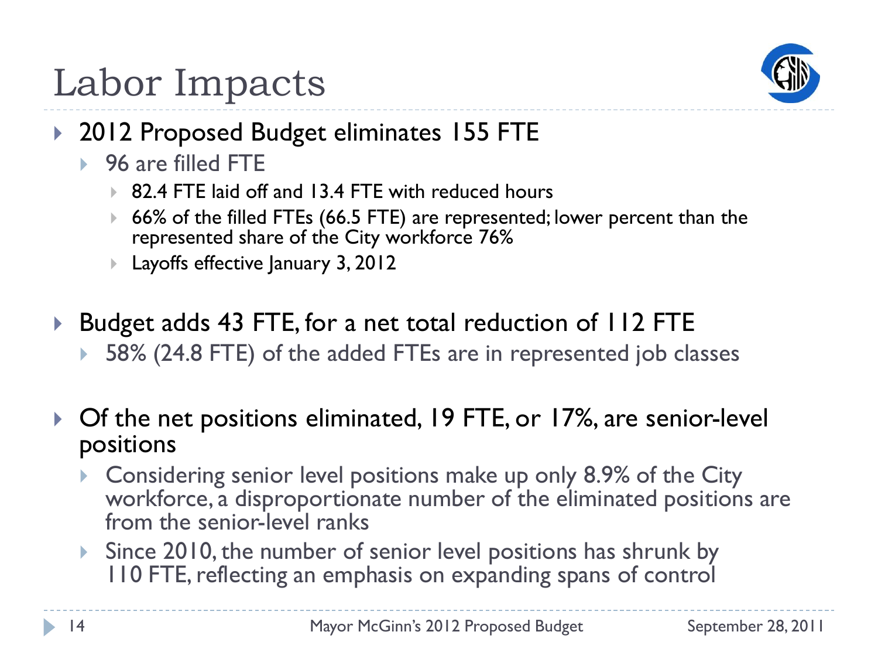# Labor Impacts

- 2012 Proposed Budget eliminates 155 FTE
  - 96 are filled FTE
    - 82.4 FTE laid off and 13.4 FTE with reduced hours
    - 66% of the filled FTEs (66.5 FTE) are represented; lower percent than the represented share of the City workforce 76%
    - Layoffs effective January 3, 2012
- Budget adds 43 FTE, for a net total reduction of 112 FTE
  - 58% (24.8 FTE) of the added FTEs are in represented job classes
- Of the net positions eliminated, 19 FTE, or 17%, are senior-level positions
  - Considering senior level positions make up only 8.9% of the City workforce, a disproportionate number of the eliminated positions are from the senior-level ranks
  - Since 2010, the number of senior level positions has shrunk by 110 FTE, reflecting an emphasis on expanding spans of control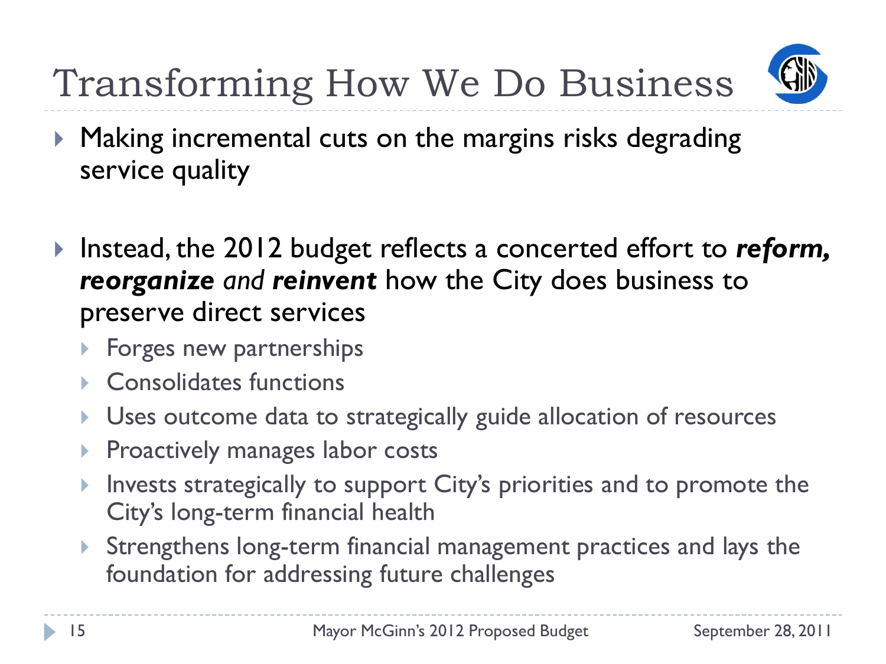# Transforming How We Do Business

- Making incremental cuts on the margins risks degrading service quality
- Instead, the 2012 budget reflects a concerted effort to ***reform, reorganize*** *and* ***reinvent*** how the City does business to preserve direct services
  - Forges new partnerships
  - Consolidates functions
  - Uses outcome data to strategically guide allocation of resources
  - Proactively manages labor costs
  - Invests strategically to support City's priorities and to promote the City's long-term financial health
  - Strengthens long-term financial management practices and lays the foundation for addressing future challenges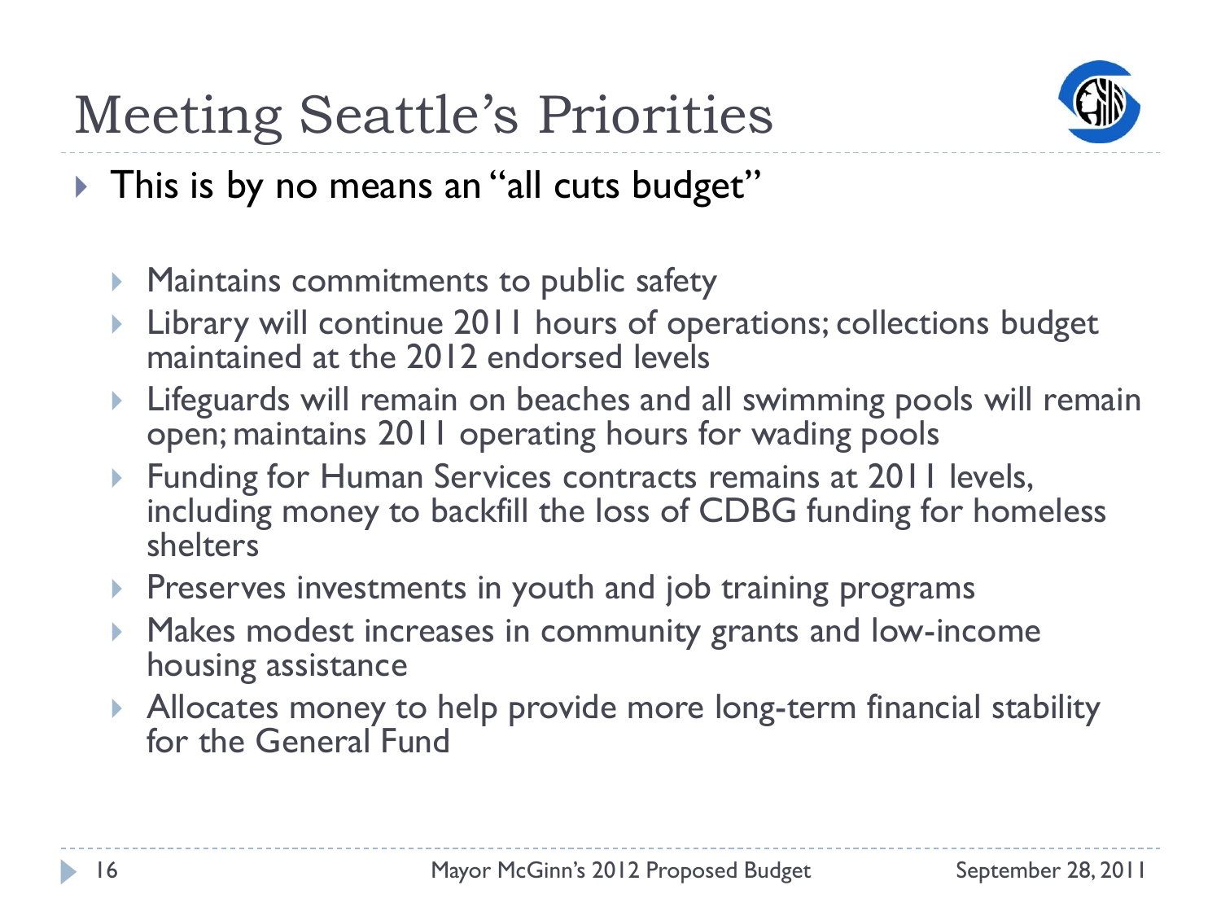# Meeting Seattle's Priorities

- This is by no means an "all cuts budget"
  - Maintains commitments to public safety
  - Library will continue 2011 hours of operations; collections budget maintained at the 2012 endorsed levels
  - Lifeguards will remain on beaches and all swimming pools will remain open; maintains 2011 operating hours for wading pools
  - Funding for Human Services contracts remains at 2011 levels, including money to backfill the loss of CDBG funding for homeless shelters
  - Preserves investments in youth and job training programs
  - Makes modest increases in community grants and low-income housing assistance
  - Allocates money to help provide more long-term financial stability for the General Fund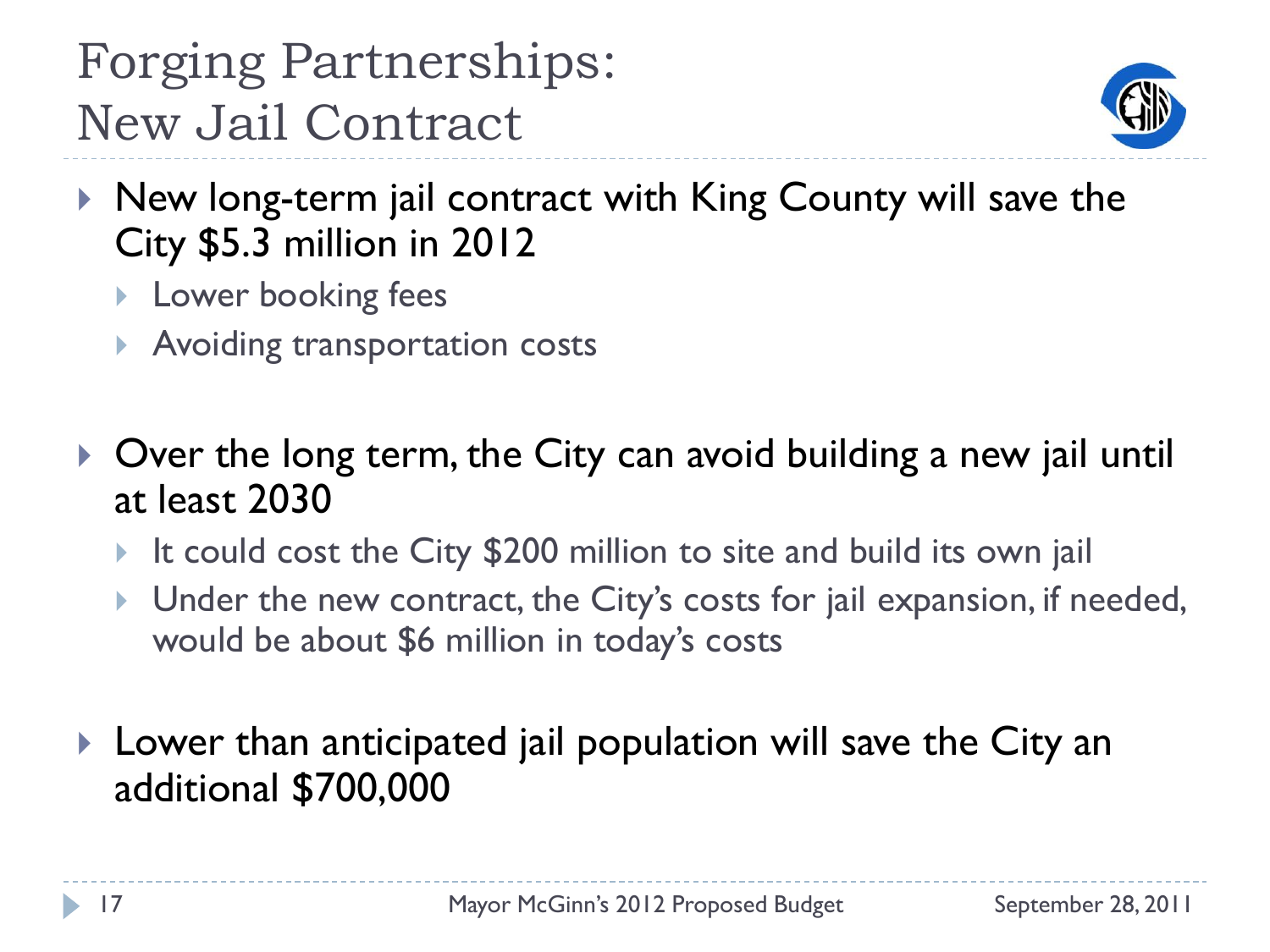# Forging Partnerships: New Jail Contract

- New long-term jail contract with King County will save the City $5.3 million in 2012
  - Lower booking fees
  - Avoiding transportation costs
- Over the long term, the City can avoid building a new jail until at least 2030
  - It could cost the City $200 million to site and build its own jail
  - Under the new contract, the City's costs for jail expansion, if needed, would be about $6 million in today's costs
- Lower than anticipated jail population will save the City an additional $700,000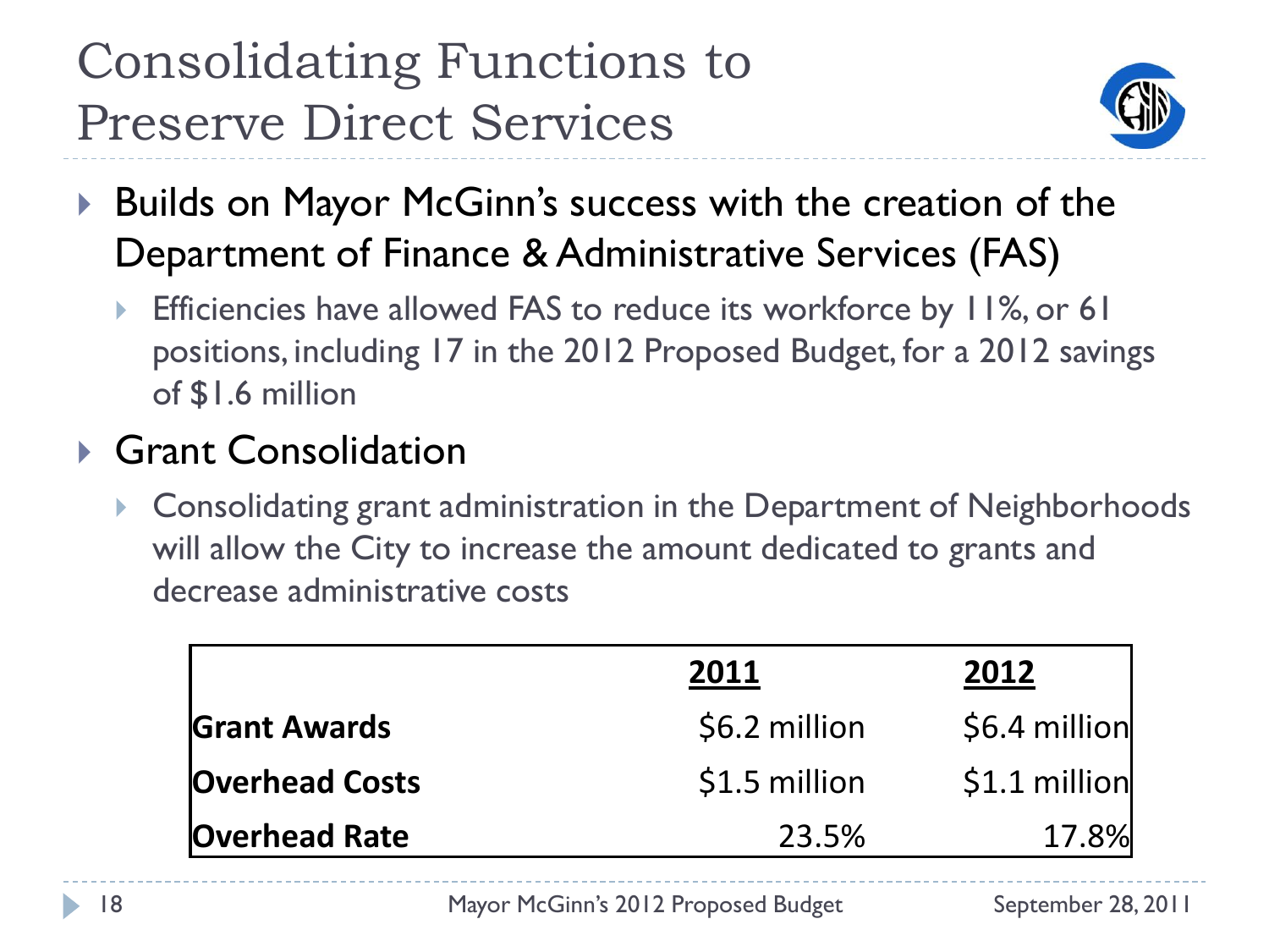# Consolidating Functions to Preserve Direct Services

- Builds on Mayor McGinn's success with the creation of the Department of Finance & Administrative Services (FAS)
  - Efficiencies have allowed FAS to reduce its workforce by 11%, or 61 positions, including 17 in the 2012 Proposed Budget, for a 2012 savings of $1.6 million
- Grant Consolidation
  - Consolidating grant administration in the Department of Neighborhoods will allow the City to increase the amount dedicated to grants and decrease administrative costs

| | 2011 | 2012 |
|---|---|---|
| **Grant Awards** | $6.2 million | $6.4 million |
| **Overhead Costs** | $1.5 million | $1.1 million |
| **Overhead Rate** | 23.5% | 17.8% |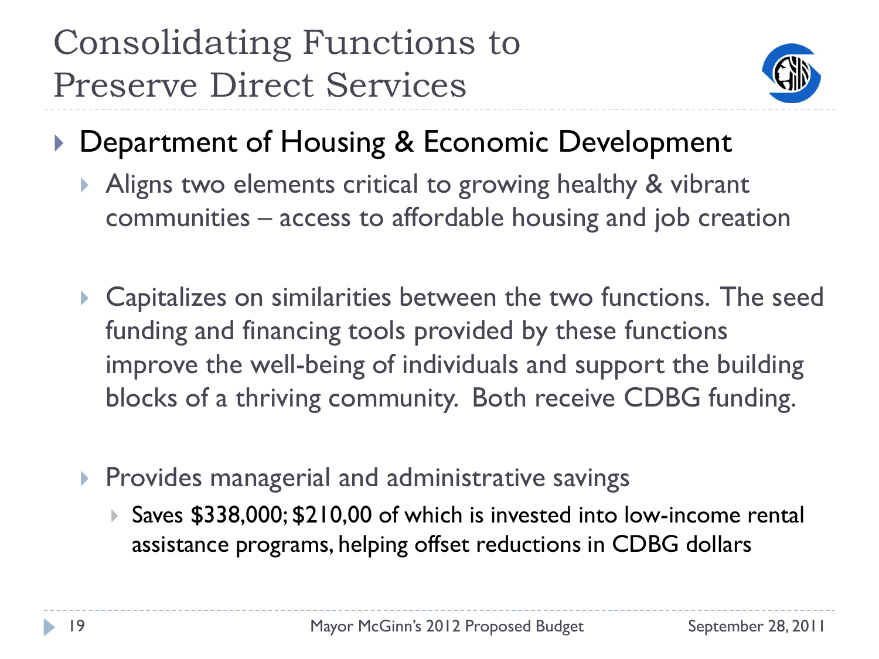# Consolidating Functions to Preserve Direct Services

- Department of Housing & Economic Development
  - Aligns two elements critical to growing healthy & vibrant communities – access to affordable housing and job creation
  - Capitalizes on similarities between the two functions. The seed funding and financing tools provided by these functions improve the well-being of individuals and support the building blocks of a thriving community. Both receive CDBG funding.
  - Provides managerial and administrative savings
    - Saves $338,000; $210,00 of which is invested into low-income rental assistance programs, helping offset reductions in CDBG dollars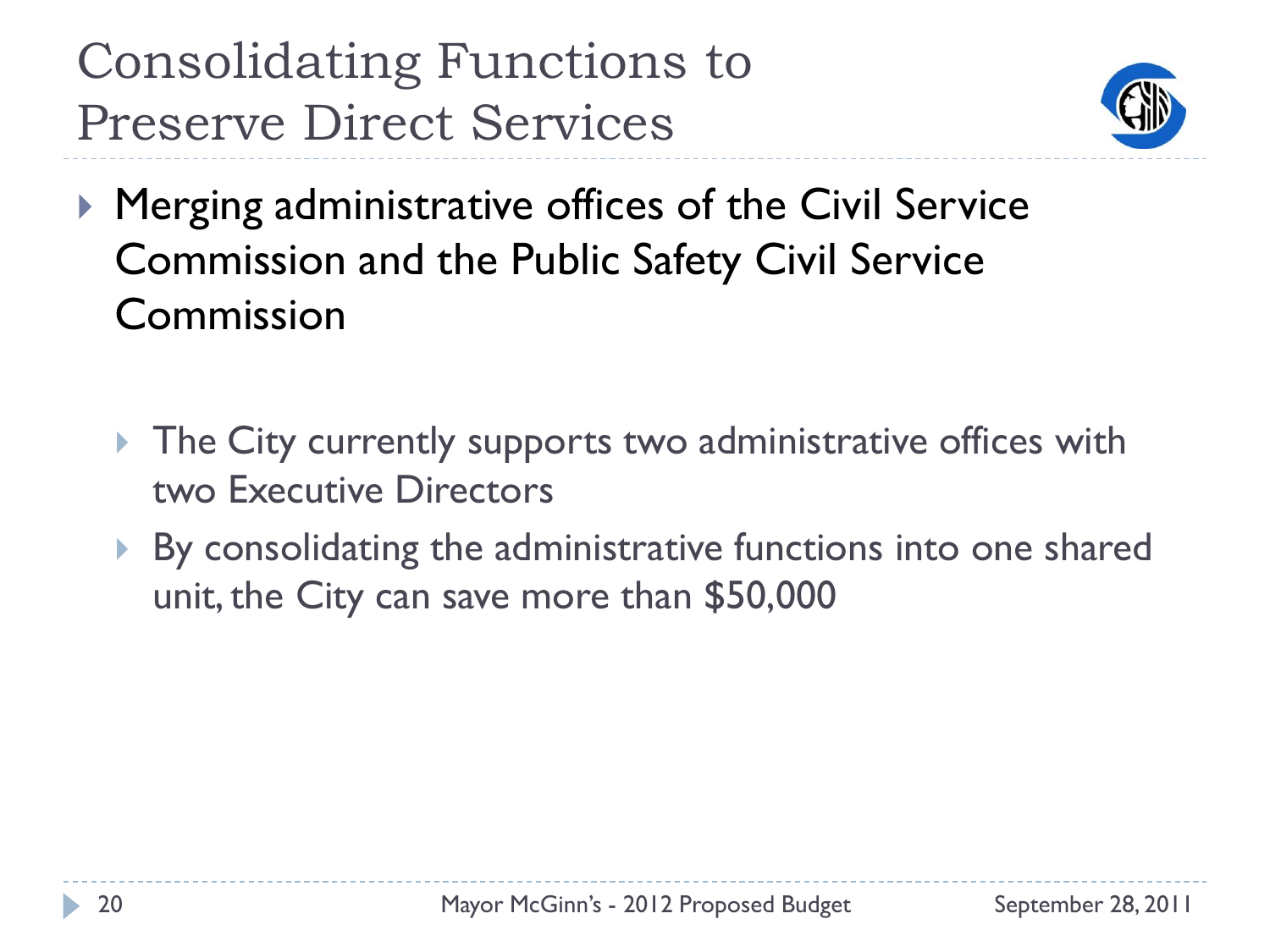# Consolidating Functions to Preserve Direct Services

- Merging administrative offices of the Civil Service Commission and the Public Safety Civil Service Commission
  - The City currently supports two administrative offices with two Executive Directors
  - By consolidating the administrative functions into one shared unit, the City can save more than $50,000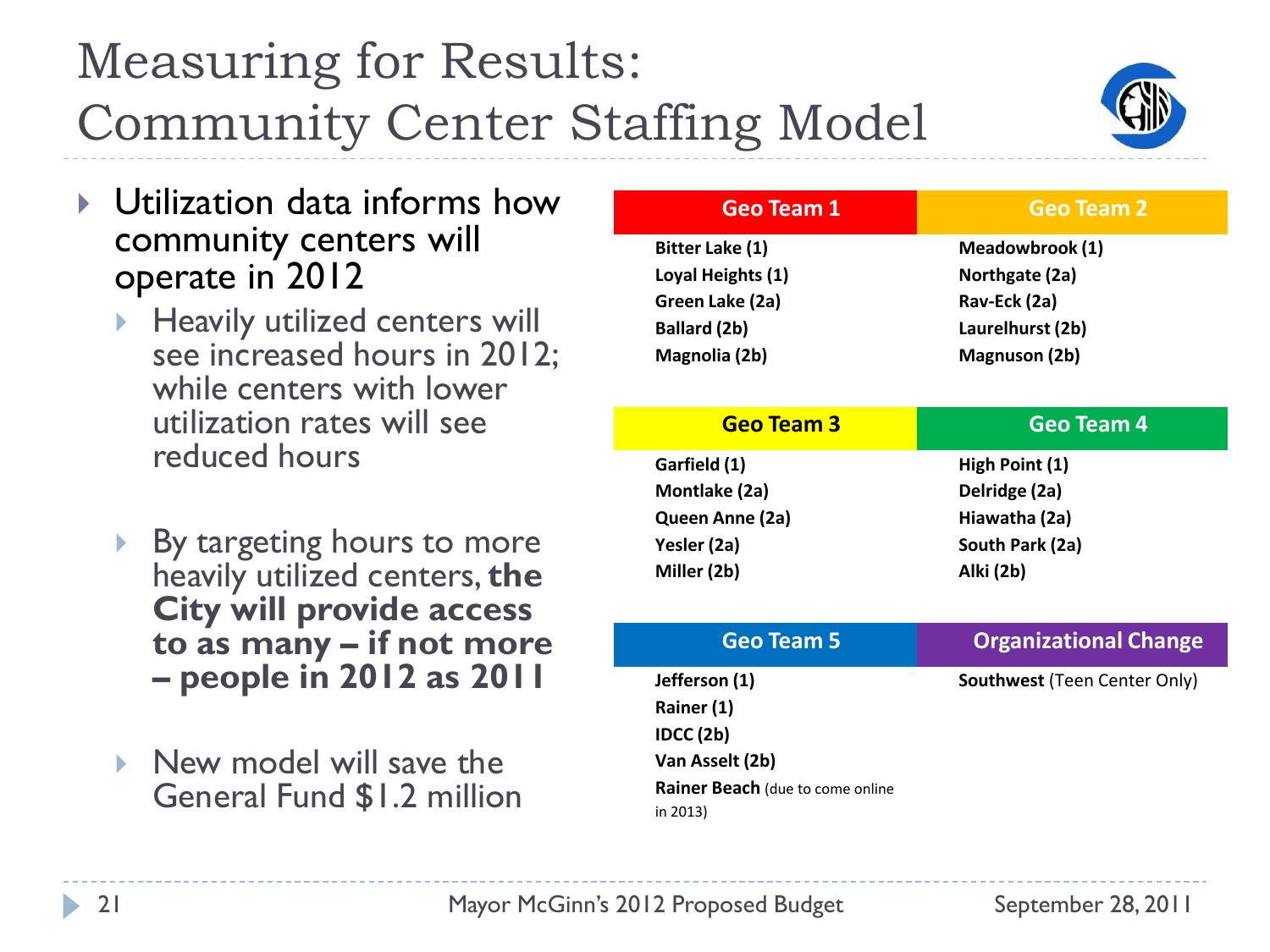# Measuring for Results: Community Center Staffing Model

- Utilization data informs how community centers will operate in 2012
  - Heavily utilized centers will see increased hours in 2012; while centers with lower utilization rates will see reduced hours
  - By targeting hours to more heavily utilized centers, **the City will provide access to as many – if not more – people in 2012 as 2011**
  - New model will save the General Fund $1.2 million

| Geo Team 1 | Geo Team 2 |
| --- | --- |
| **Bitter Lake (1)** | **Meadowbrook (1)** |
| **Loyal Heights (1)** | **Northgate (2a)** |
| **Green Lake (2a)** | **Rav-Eck (2a)** |
| **Ballard (2b)** | **Laurelhurst (2b)** |
| **Magnolia (2b)** | **Magnuson (2b)** |

| Geo Team 3 | Geo Team 4 |
| --- | --- |
| **Garfield (1)** | **High Point (1)** |
| **Montlake (2a)** | **Delridge (2a)** |
| **Queen Anne (2a)** | **Hiawatha (2a)** |
| **Yesler (2a)** | **South Park (2a)** |
| **Miller (2b)** | **Alki (2b)** |

| Geo Team 5 | Organizational Change |
| --- | --- |
| **Jefferson (1)** | **Southwest** (Teen Center Only) |
| **Rainer (1)** | |
| **IDCC (2b)** | |
| **Van Asselt (2b)** | |
| **Rainer Beach** (due to come online in 2013) | |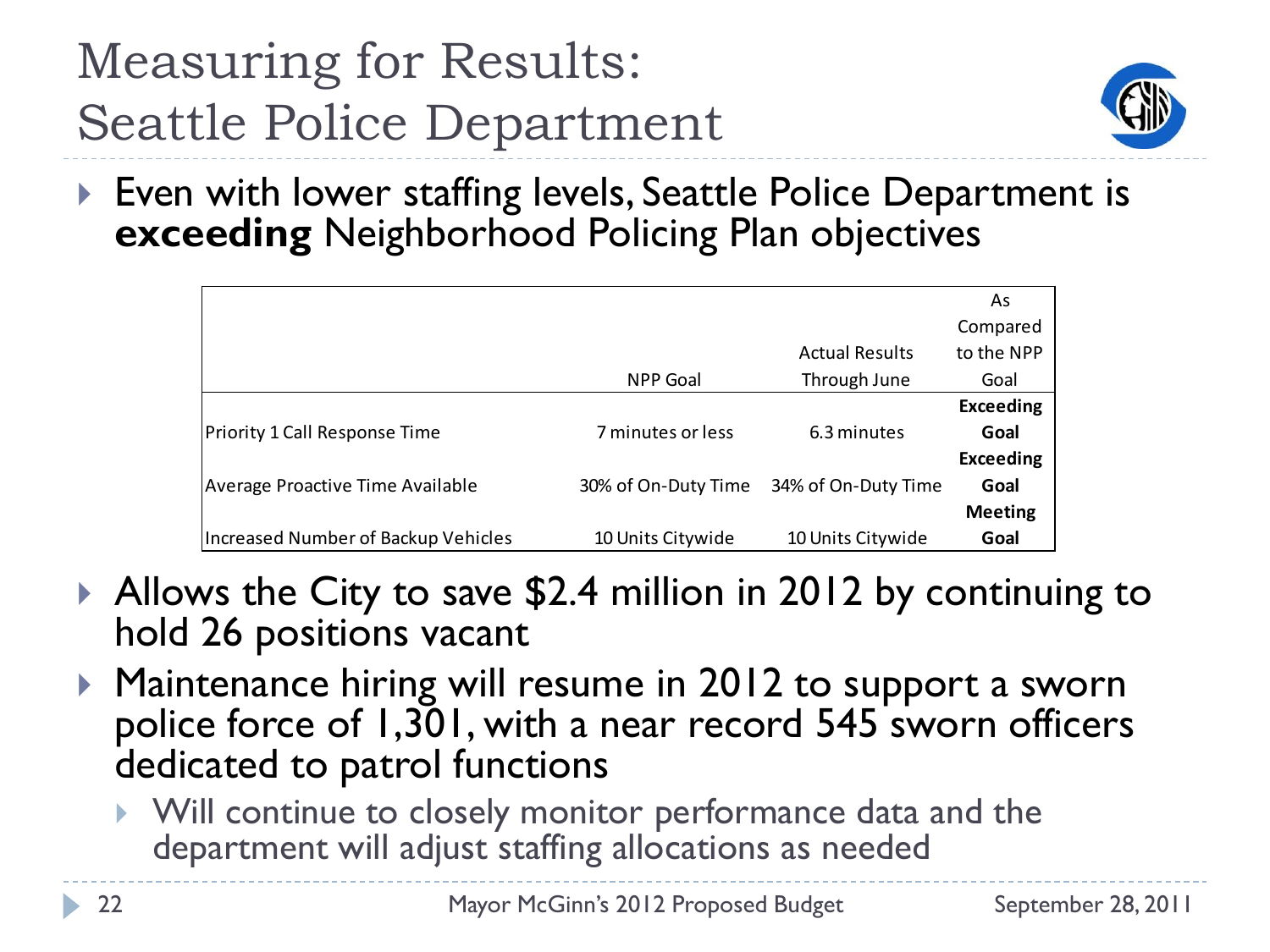# Measuring for Results: Seattle Police Department

- Even with lower staffing levels, Seattle Police Department is **exceeding** Neighborhood Policing Plan objectives

| | NPP Goal | Actual Results Through June | As Compared to the NPP Goal |
|---|---|---|---|
| Priority 1 Call Response Time | 7 minutes or less | 6.3 minutes | **Exceeding Goal** |
| Average Proactive Time Available | 30% of On-Duty Time | 34% of On-Duty Time | **Exceeding Goal** |
| Increased Number of Backup Vehicles | 10 Units Citywide | 10 Units Citywide | **Meeting Goal** |

- Allows the City to save $2.4 million in 2012 by continuing to hold 26 positions vacant
- Maintenance hiring will resume in 2012 to support a sworn police force of 1,301, with a near record 545 sworn officers dedicated to patrol functions
  - Will continue to closely monitor performance data and the department will adjust staffing allocations as needed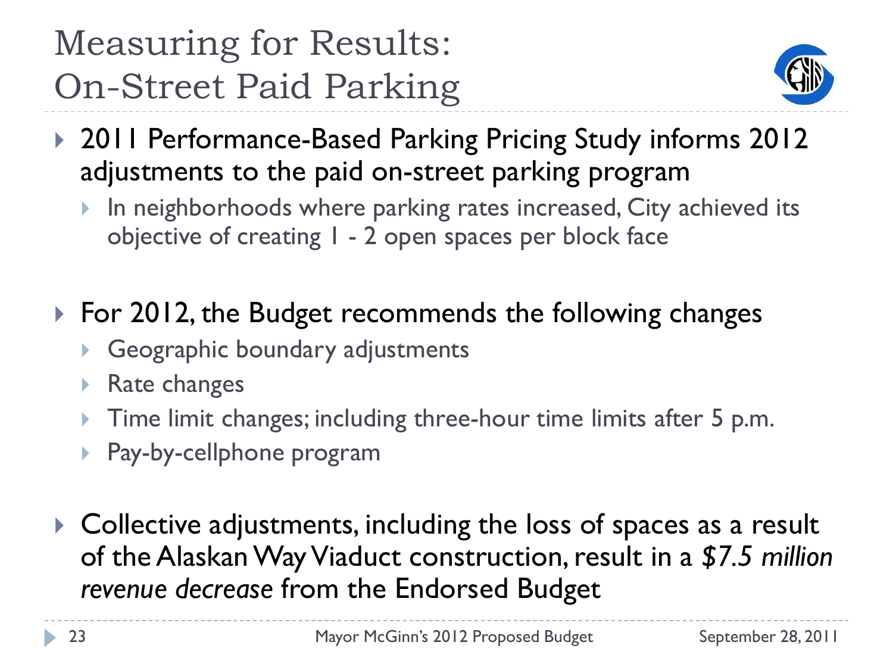# Measuring for Results: On-Street Paid Parking

- 2011 Performance-Based Parking Pricing Study informs 2012 adjustments to the paid on-street parking program
  - In neighborhoods where parking rates increased, City achieved its objective of creating 1 - 2 open spaces per block face

- For 2012, the Budget recommends the following changes
  - Geographic boundary adjustments
  - Rate changes
  - Time limit changes; including three-hour time limits after 5 p.m.
  - Pay-by-cellphone program

- Collective adjustments, including the loss of spaces as a result of the Alaskan Way Viaduct construction, result in a *$7.5 million revenue decrease* from the Endorsed Budget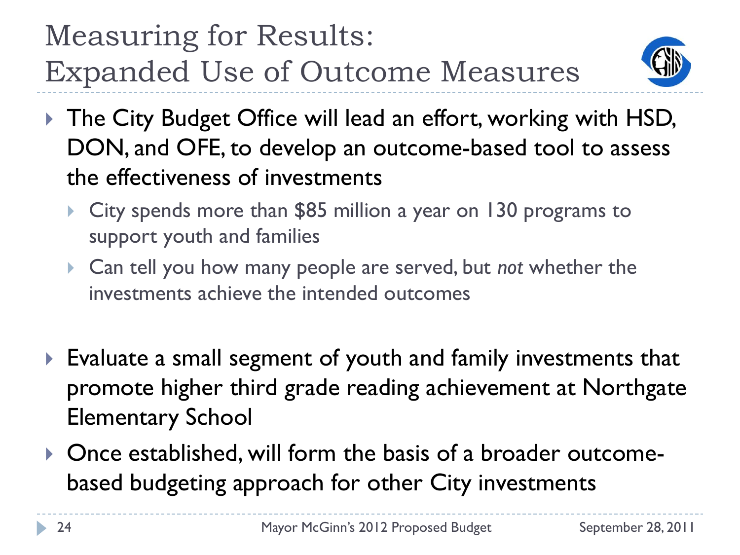# Measuring for Results: Expanded Use of Outcome Measures

- The City Budget Office will lead an effort, working with HSD, DON, and OFE, to develop an outcome-based tool to assess the effectiveness of investments
  - City spends more than $85 million a year on 130 programs to support youth and families
  - Can tell you how many people are served, but *not* whether the investments achieve the intended outcomes
- Evaluate a small segment of youth and family investments that promote higher third grade reading achievement at Northgate Elementary School
- Once established, will form the basis of a broader outcome-based budgeting approach for other City investments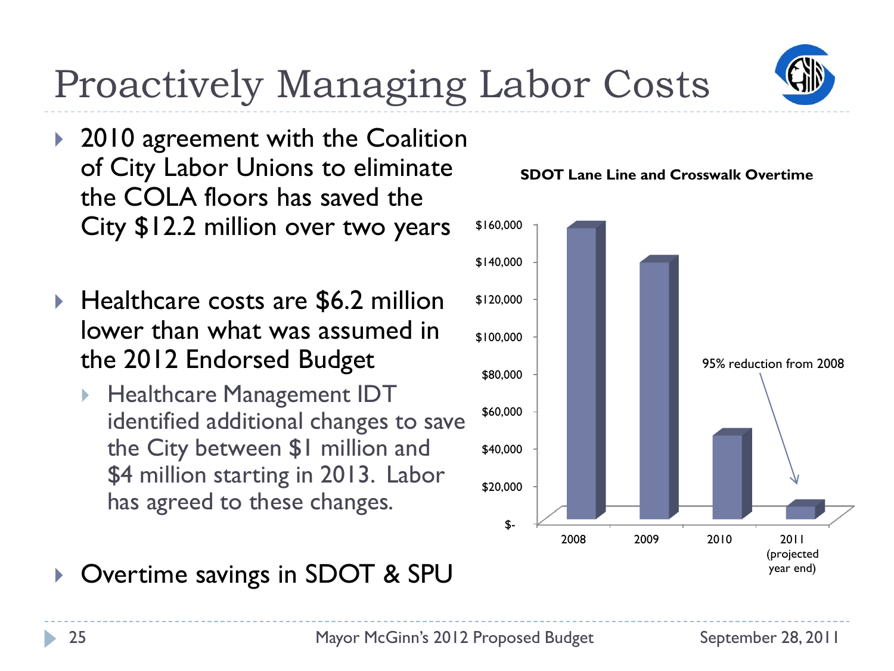# Proactively Managing Labor Costs

- 2010 agreement with the Coalition of City Labor Unions to eliminate the COLA floors has saved the City $12.2 million over two years
- Healthcare costs are $6.2 million lower than what was assumed in the 2012 Endorsed Budget
  - Healthcare Management IDT identified additional changes to save the City between $1 million and $4 million starting in 2013. Labor has agreed to these changes.
- Overtime savings in SDOT & SPU

**SDOT Lane Line and Crosswalk Overtime**

| Year | Overtime (approx.) |
|---|---|
| 2008 | ~$157,000 |
| 2009 | ~$139,000 |
| 2010 | ~$46,000 |
| 2011 (projected year end) | ~$7,000 |

95% reduction from 2008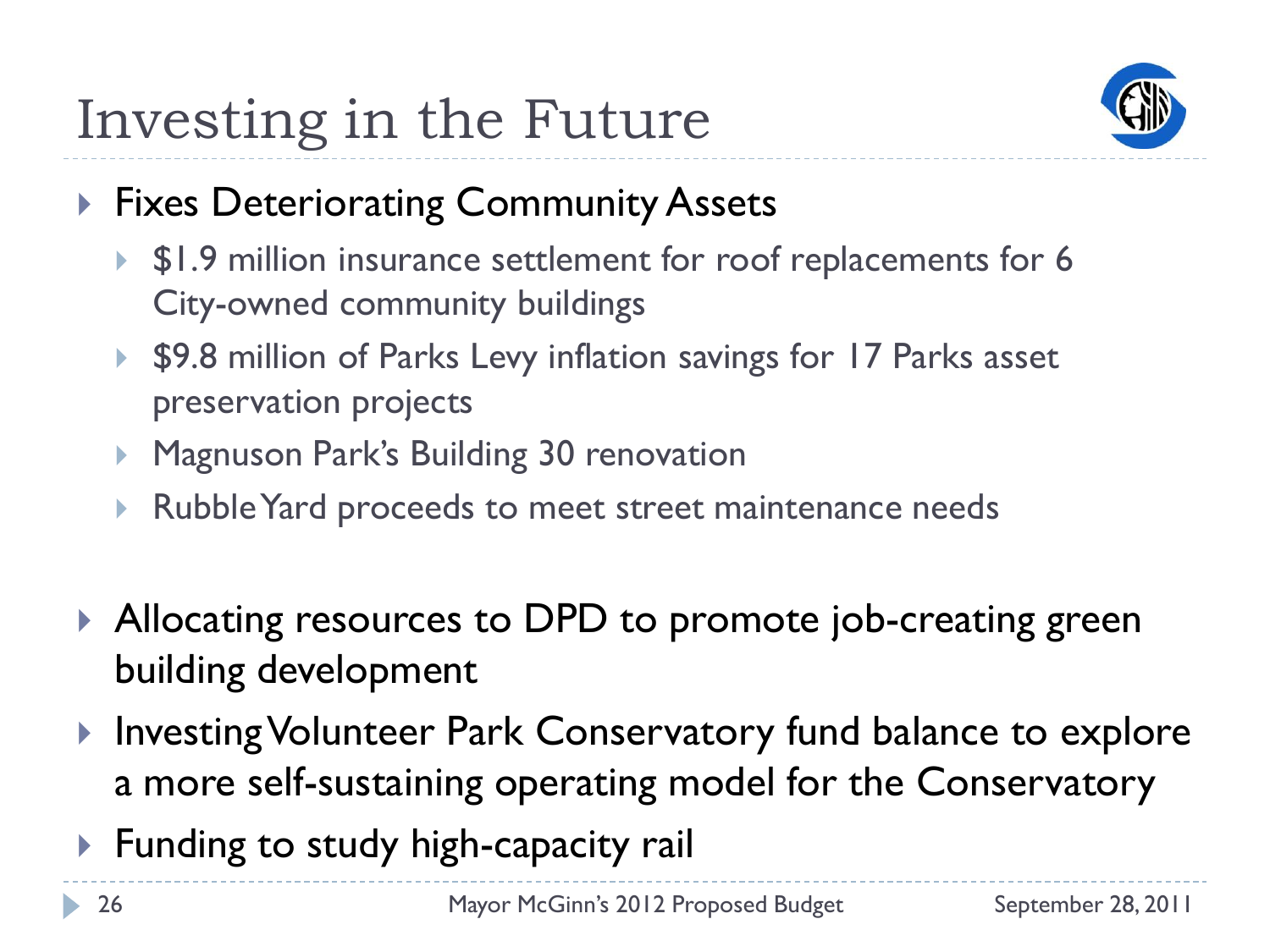# Investing in the Future

- Fixes Deteriorating Community Assets
  - $1.9 million insurance settlement for roof replacements for 6 City-owned community buildings
  - $9.8 million of Parks Levy inflation savings for 17 Parks asset preservation projects
  - Magnuson Park's Building 30 renovation
  - Rubble Yard proceeds to meet street maintenance needs

- Allocating resources to DPD to promote job-creating green building development
- Investing Volunteer Park Conservatory fund balance to explore a more self-sustaining operating model for the Conservatory
- Funding to study high-capacity rail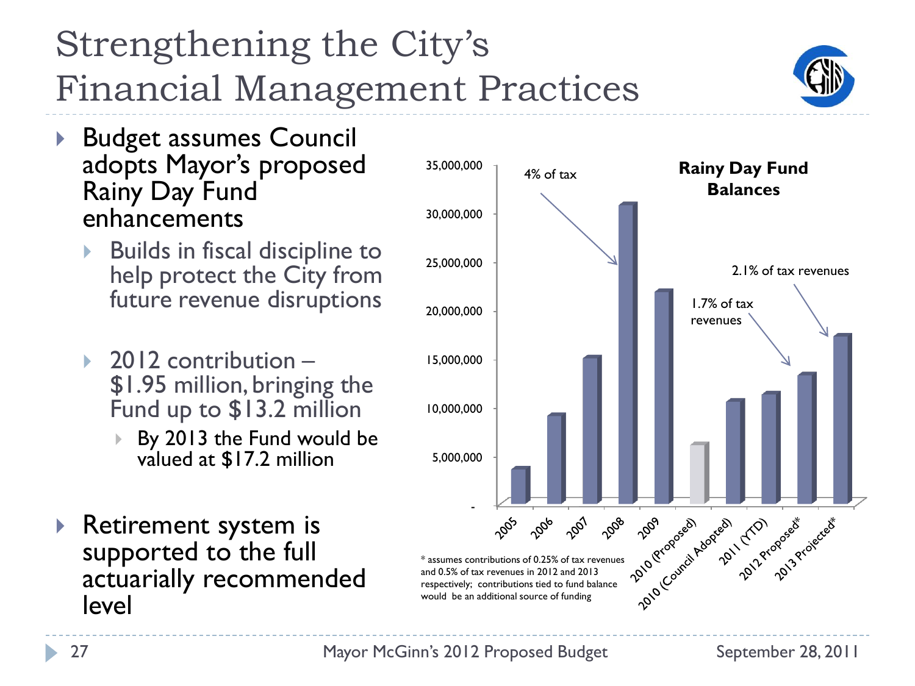# Strengthening the City's Financial Management Practices

- Budget assumes Council adopts Mayor's proposed Rainy Day Fund enhancements
  - Builds in fiscal discipline to help protect the City from future revenue disruptions
  - 2012 contribution – $1.95 million, bringing the Fund up to $13.2 million
    - By 2013 the Fund would be valued at $17.2 million
- Retirement system is supported to the full actuarially recommended level

**Rainy Day Fund Balances**

4% of tax

1.7% of tax revenues

2.1% of tax revenues

35,000,000
30,000,000
25,000,000
20,000,000
15,000,000
10,000,000
5,000,000
-

2005, 2006, 2007, 2008, 2009, 2010 (Proposed), 2010 (Council Adopted), 2011 (YTD), 2012 Proposed*, 2013 Projected*

* assumes contributions of 0.25% of tax revenues and 0.5% of tax revenues in 2012 and 2013 respectively; contributions tied to fund balance would be an additional source of funding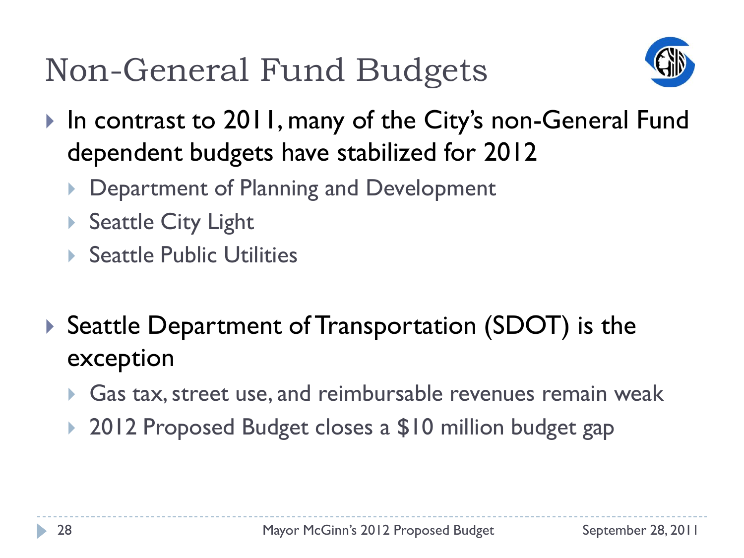# Non-General Fund Budgets

- In contrast to 2011, many of the City's non-General Fund dependent budgets have stabilized for 2012
  - Department of Planning and Development
  - Seattle City Light
  - Seattle Public Utilities
- Seattle Department of Transportation (SDOT) is the exception
  - Gas tax, street use, and reimbursable revenues remain weak
  - 2012 Proposed Budget closes a $10 million budget gap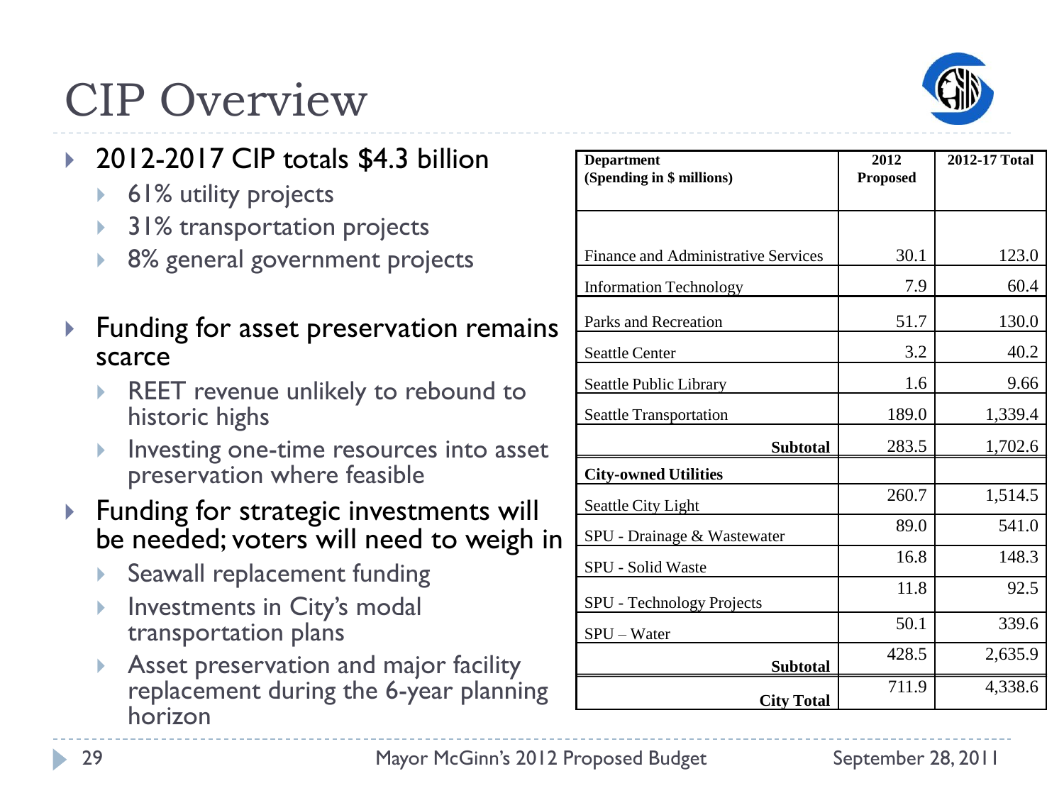# CIP Overview

- 2012-2017 CIP totals $4.3 billion
  - 61% utility projects
  - 31% transportation projects
  - 8% general government projects
- Funding for asset preservation remains scarce
  - REET revenue unlikely to rebound to historic highs
  - Investing one-time resources into asset preservation where feasible
- Funding for strategic investments will be needed; voters will need to weigh in
  - Seawall replacement funding
  - Investments in City's modal transportation plans
  - Asset preservation and major facility replacement during the 6-year planning horizon

| Department (Spending in $ millions) | 2012 Proposed | 2012-17 Total |
|---|---|---|
| Finance and Administrative Services | 30.1 | 123.0 |
| Information Technology | 7.9 | 60.4 |
| Parks and Recreation | 51.7 | 130.0 |
| Seattle Center | 3.2 | 40.2 |
| Seattle Public Library | 1.6 | 9.66 |
| Seattle Transportation | 189.0 | 1,339.4 |
| **Subtotal** | 283.5 | 1,702.6 |
| **City-owned Utilities** | | |
| Seattle City Light | 260.7 | 1,514.5 |
| SPU - Drainage & Wastewater | 89.0 | 541.0 |
| SPU - Solid Waste | 16.8 | 148.3 |
| SPU - Technology Projects | 11.8 | 92.5 |
| SPU – Water | 50.1 | 339.6 |
| **Subtotal** | 428.5 | 2,635.9 |
| **City Total** | 711.9 | 4,338.6 |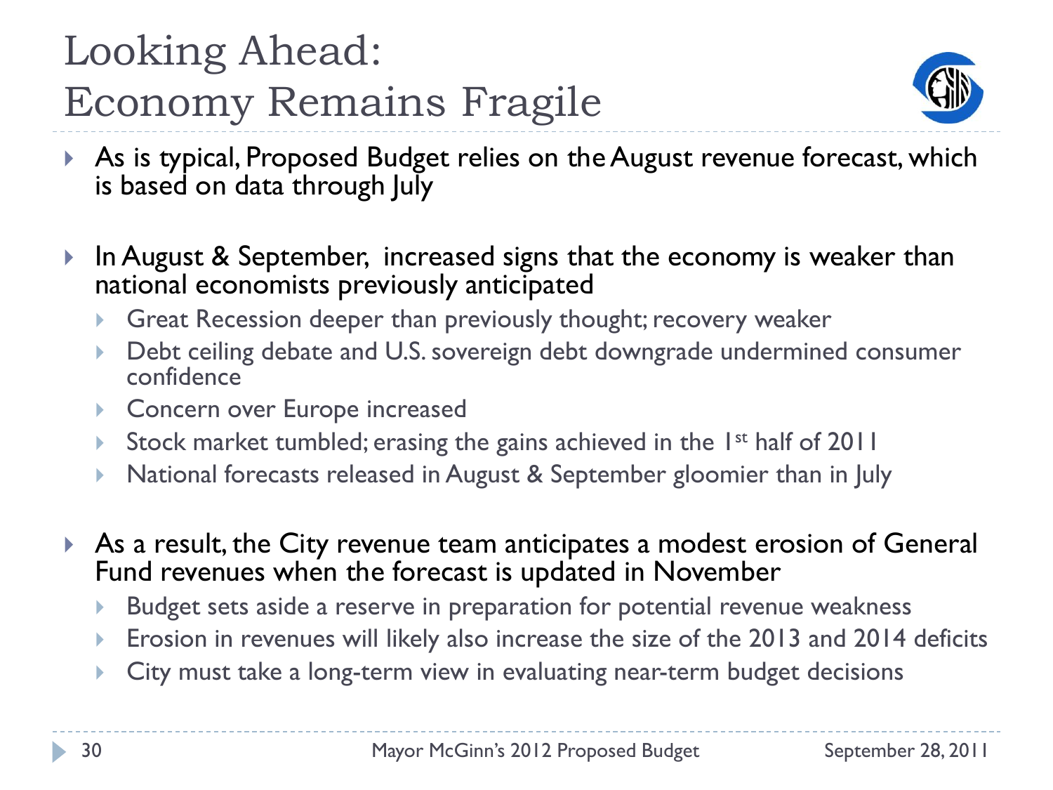# Looking Ahead: Economy Remains Fragile

- As is typical, Proposed Budget relies on the August revenue forecast, which is based on data through July
- In August & September, increased signs that the economy is weaker than national economists previously anticipated
  - Great Recession deeper than previously thought; recovery weaker
  - Debt ceiling debate and U.S. sovereign debt downgrade undermined consumer confidence
  - Concern over Europe increased
  - Stock market tumbled; erasing the gains achieved in the 1st half of 2011
  - National forecasts released in August & September gloomier than in July
- As a result, the City revenue team anticipates a modest erosion of General Fund revenues when the forecast is updated in November
  - Budget sets aside a reserve in preparation for potential revenue weakness
  - Erosion in revenues will likely also increase the size of the 2013 and 2014 deficits
  - City must take a long-term view in evaluating near-term budget decisions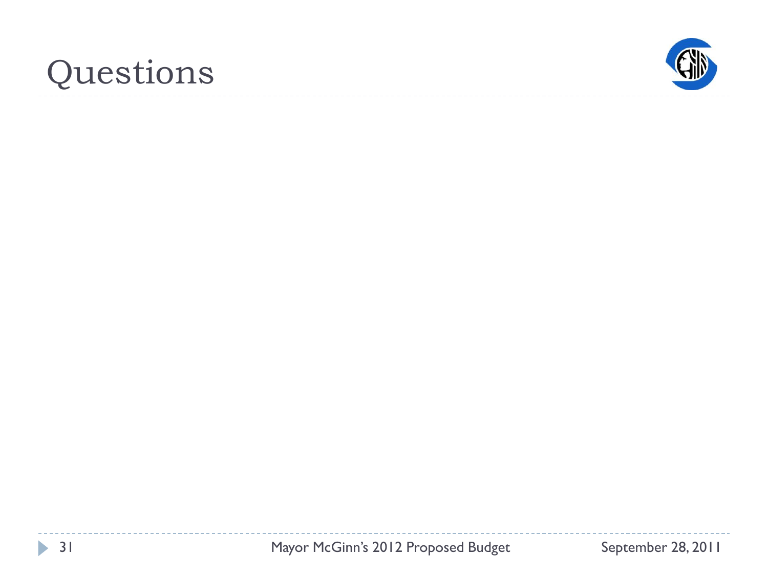# Questions